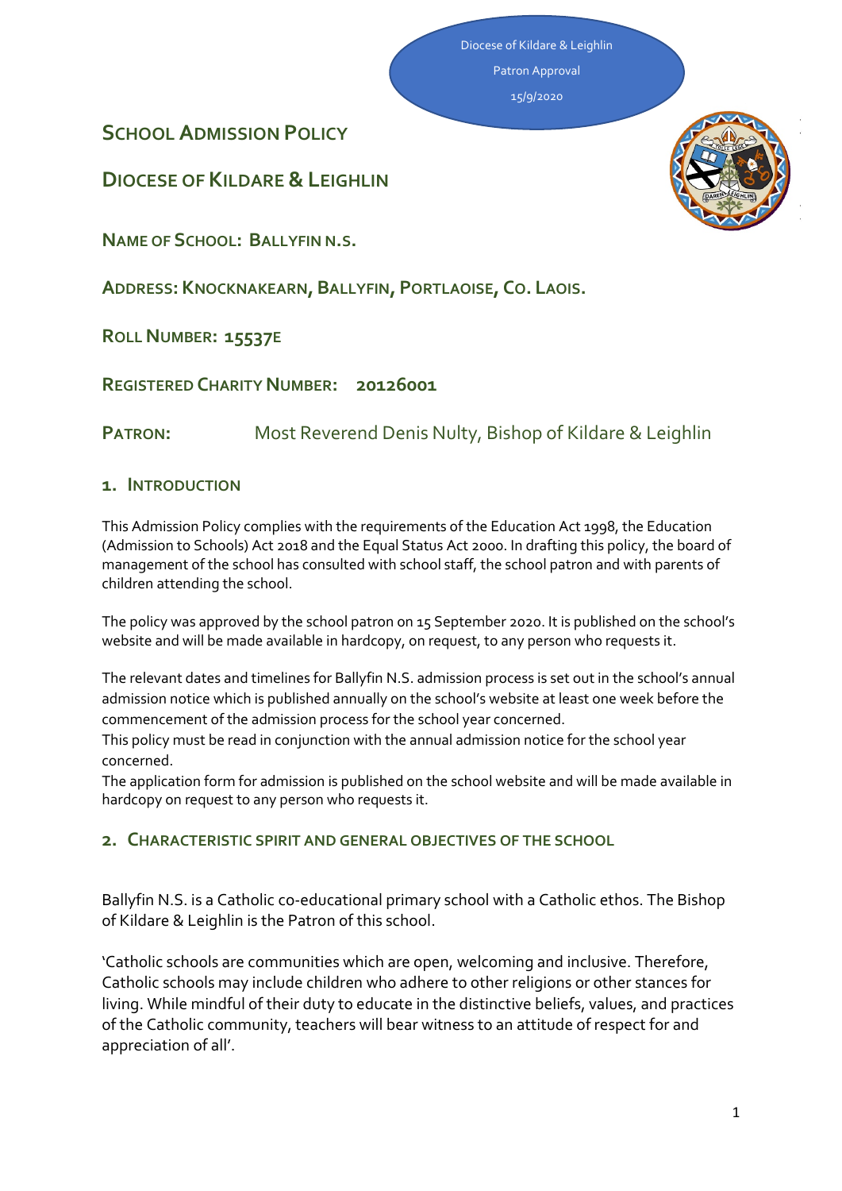Diocese of Kildare & Leighlin

Patron Approval

15/9/2020

# SCHOOL ADMISSION POLICY

# DIOCESE OF KILDARE & LEIGHLIN

**NAME OF SCHOOL: BALLYFIN N.S.**

**ADDRESS: KNOCKNAKEARN, BALLYFIN, PORTLAOISE, CO. LAOIS.**

**ROLL NUMBER: 15537E**

**REGISTERED CHARITY NUMBER: 20126001**

**PATRON:** Most Reverend Denis Nulty, Bishop of Kildare & Leighlin

## 1. INTRODUCTION

This Admission Policy complies with the requirements of the Education Act 1998, the Education (Admission to Schools) Act 2018 and the Equal Status Act 2000. In drafting this policy, the board of management of the school has consulted with school staff, the school patron and with parents of children attending the school.

The policy was approved by the school patron on 15 September 2020. It is published on the school's website and will be made available in hardcopy, on request, to any person who requests it.

The relevant dates and timelines for Ballyfin N.S. admission process is set out in the school's annual admission notice which is published annually on the school's website at least one week before the commencement of the admission process for the school year concerned.
This policy must be read in conjunction with the annual admission notice for the school year concerned.
The application form for admission is published on the school website and will be made available in hardcopy on request to any person who requests it.

## 2. CHARACTERISTIC SPIRIT AND GENERAL OBJECTIVES OF THE SCHOOL

Ballyfin N.S. is a Catholic co-educational primary school with a Catholic ethos. The Bishop of Kildare & Leighlin is the Patron of this school.

'Catholic schools are communities which are open, welcoming and inclusive. Therefore, Catholic schools may include children who adhere to other religions or other stances for living. While mindful of their duty to educate in the distinctive beliefs, values, and practices of the Catholic community, teachers will bear witness to an attitude of respect for and appreciation of all'.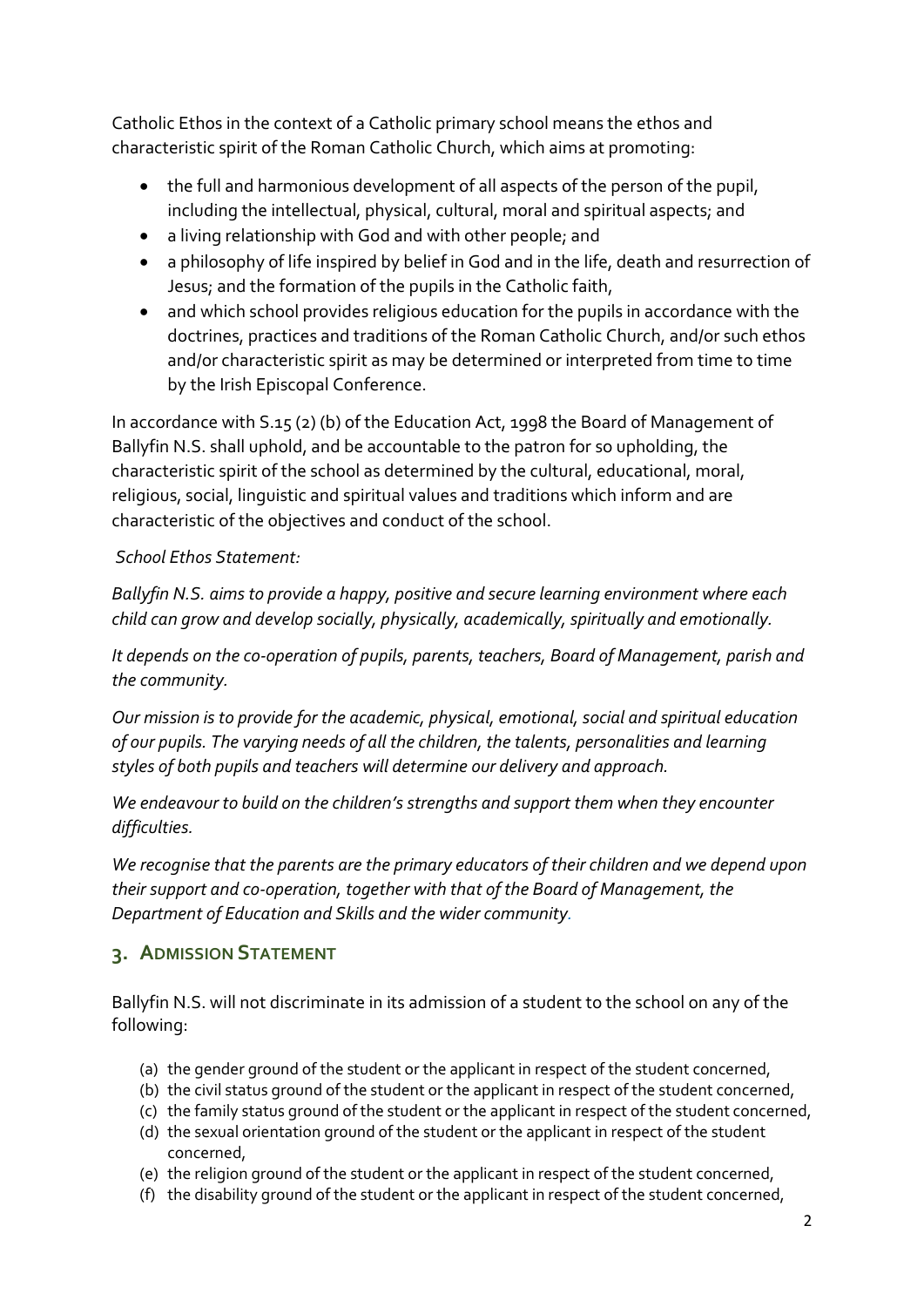Catholic Ethos in the context of a Catholic primary school means the ethos and characteristic spirit of the Roman Catholic Church, which aims at promoting:

- the full and harmonious development of all aspects of the person of the pupil, including the intellectual, physical, cultural, moral and spiritual aspects; and
- a living relationship with God and with other people; and
- a philosophy of life inspired by belief in God and in the life, death and resurrection of Jesus; and the formation of the pupils in the Catholic faith,
- and which school provides religious education for the pupils in accordance with the doctrines, practices and traditions of the Roman Catholic Church, and/or such ethos and/or characteristic spirit as may be determined or interpreted from time to time by the Irish Episcopal Conference.

In accordance with S.15 (2) (b) of the Education Act, 1998 the Board of Management of Ballyfin N.S. shall uphold, and be accountable to the patron for so upholding, the characteristic spirit of the school as determined by the cultural, educational, moral, religious, social, linguistic and spiritual values and traditions which inform and are characteristic of the objectives and conduct of the school.

*School Ethos Statement:*

*Ballyfin N.S. aims to provide a happy, positive and secure learning environment where each child can grow and develop socially, physically, academically, spiritually and emotionally.*

*It depends on the co-operation of pupils, parents, teachers, Board of Management, parish and the community.*

*Our mission is to provide for the academic, physical, emotional, social and spiritual education of our pupils. The varying needs of all the children, the talents, personalities and learning styles of both pupils and teachers will determine our delivery and approach.*

*We endeavour to build on the children's strengths and support them when they encounter difficulties.*

*We recognise that the parents are the primary educators of their children and we depend upon their support and co-operation, together with that of the Board of Management, the Department of Education and Skills and the wider community.*

## 3. Admission Statement

Ballyfin N.S. will not discriminate in its admission of a student to the school on any of the following:

(a) the gender ground of the student or the applicant in respect of the student concerned,
(b) the civil status ground of the student or the applicant in respect of the student concerned,
(c) the family status ground of the student or the applicant in respect of the student concerned,
(d) the sexual orientation ground of the student or the applicant in respect of the student concerned,
(e) the religion ground of the student or the applicant in respect of the student concerned,
(f) the disability ground of the student or the applicant in respect of the student concerned,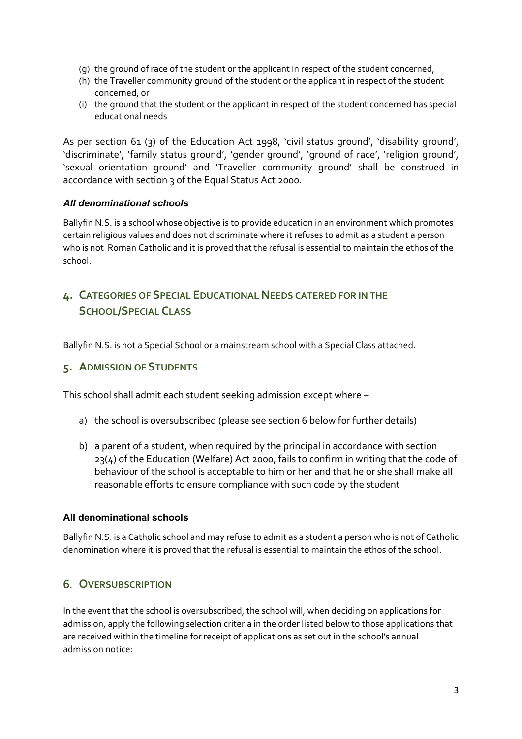(g) the ground of race of the student or the applicant in respect of the student concerned,
(h) the Traveller community ground of the student or the applicant in respect of the student concerned, or
(i) the ground that the student or the applicant in respect of the student concerned has special educational needs

As per section 61 (3) of the Education Act 1998, 'civil status ground', 'disability ground', 'discriminate', 'family status ground', 'gender ground', 'ground of race', 'religion ground', 'sexual orientation ground' and 'Traveller community ground' shall be construed in accordance with section 3 of the Equal Status Act 2000.

***All denominational schools***

Ballyfin N.S. is a school whose objective is to provide education in an environment which promotes certain religious values and does not discriminate where it refuses to admit as a student a person who is not Roman Catholic and it is proved that the refusal is essential to maintain the ethos of the school.

## 4. Categories of Special Educational Needs catered for in the School/Special Class

Ballyfin N.S. is not a Special School or a mainstream school with a Special Class attached.

## 5. Admission of Students

This school shall admit each student seeking admission except where –

a) the school is oversubscribed (please see section 6 below for further details)

b) a parent of a student, when required by the principal in accordance with section 23(4) of the Education (Welfare) Act 2000, fails to confirm in writing that the code of behaviour of the school is acceptable to him or her and that he or she shall make all reasonable efforts to ensure compliance with such code by the student

**All denominational schools**

Ballyfin N.S. is a Catholic school and may refuse to admit as a student a person who is not of Catholic denomination where it is proved that the refusal is essential to maintain the ethos of the school.

## 6. Oversubscription

In the event that the school is oversubscribed, the school will, when deciding on applications for admission, apply the following selection criteria in the order listed below to those applications that are received within the timeline for receipt of applications as set out in the school's annual admission notice: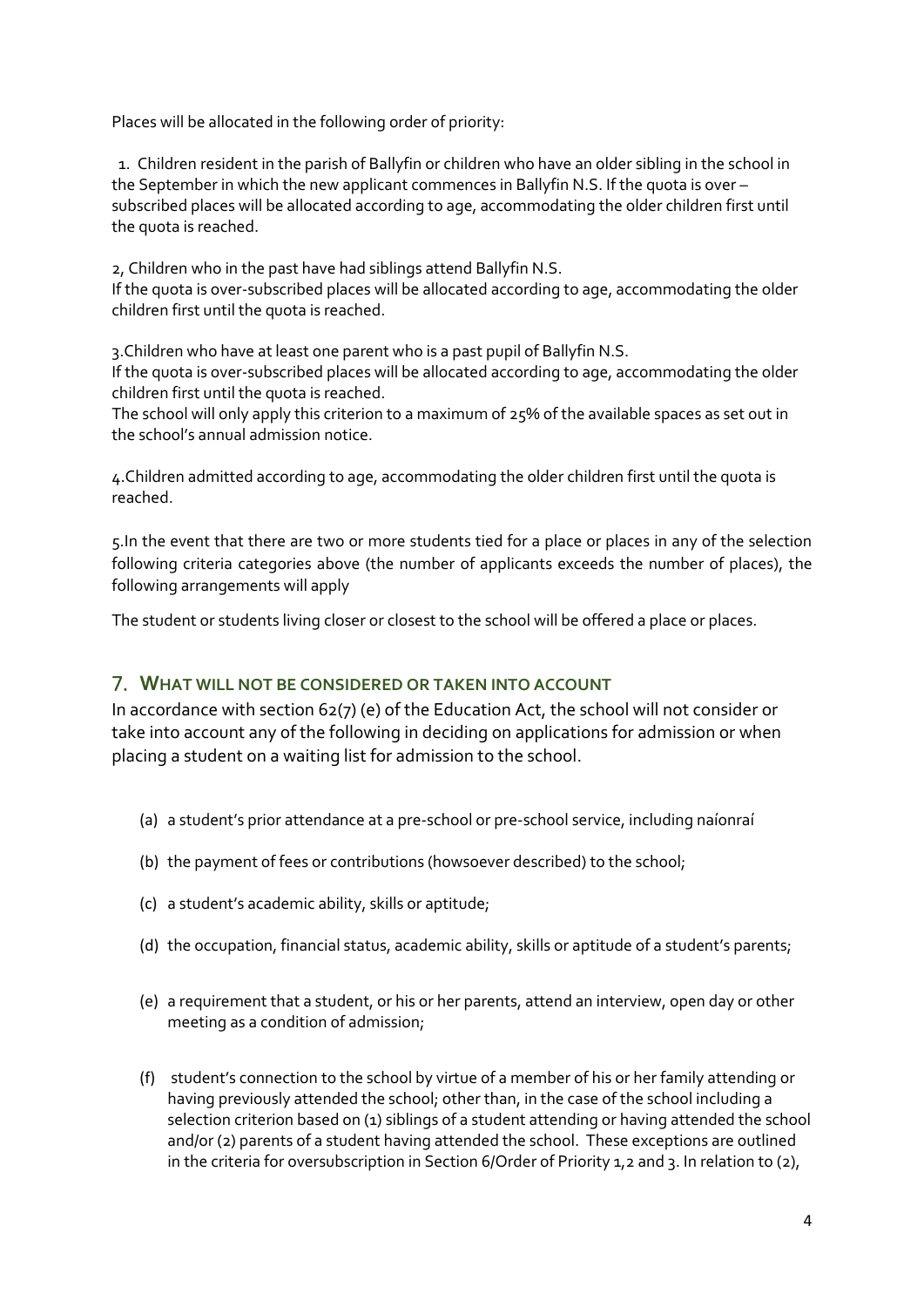Places will be allocated in the following order of priority:

1. Children resident in the parish of Ballyfin or children who have an older sibling in the school in the September in which the new applicant commences in Ballyfin N.S. If the quota is over – subscribed places will be allocated according to age, accommodating the older children first until the quota is reached.

2, Children who in the past have had siblings attend Ballyfin N.S.
If the quota is over-subscribed places will be allocated according to age, accommodating the older children first until the quota is reached.

3.Children who have at least one parent who is a past pupil of Ballyfin N.S.
If the quota is over-subscribed places will be allocated according to age, accommodating the older children first until the quota is reached.
The school will only apply this criterion to a maximum of 25% of the available spaces as set out in the school's annual admission notice.

4.Children admitted according to age, accommodating the older children first until the quota is reached.

5.In the event that there are two or more students tied for a place or places in any of the selection following criteria categories above (the number of applicants exceeds the number of places), the following arrangements will apply

The student or students living closer or closest to the school will be offered a place or places.

## 7. What will not be considered or taken into account

In accordance with section 62(7) (e) of the Education Act, the school will not consider or take into account any of the following in deciding on applications for admission or when placing a student on a waiting list for admission to the school.

(a) a student's prior attendance at a pre-school or pre-school service, including naíonraí

(b) the payment of fees or contributions (howsoever described) to the school;

(c) a student's academic ability, skills or aptitude;

(d) the occupation, financial status, academic ability, skills or aptitude of a student's parents;

(e) a requirement that a student, or his or her parents, attend an interview, open day or other meeting as a condition of admission;

(f) student's connection to the school by virtue of a member of his or her family attending or having previously attended the school; other than, in the case of the school including a selection criterion based on (1) siblings of a student attending or having attended the school and/or (2) parents of a student having attended the school. These exceptions are outlined in the criteria for oversubscription in Section 6/Order of Priority 1,2 and 3. In relation to (2),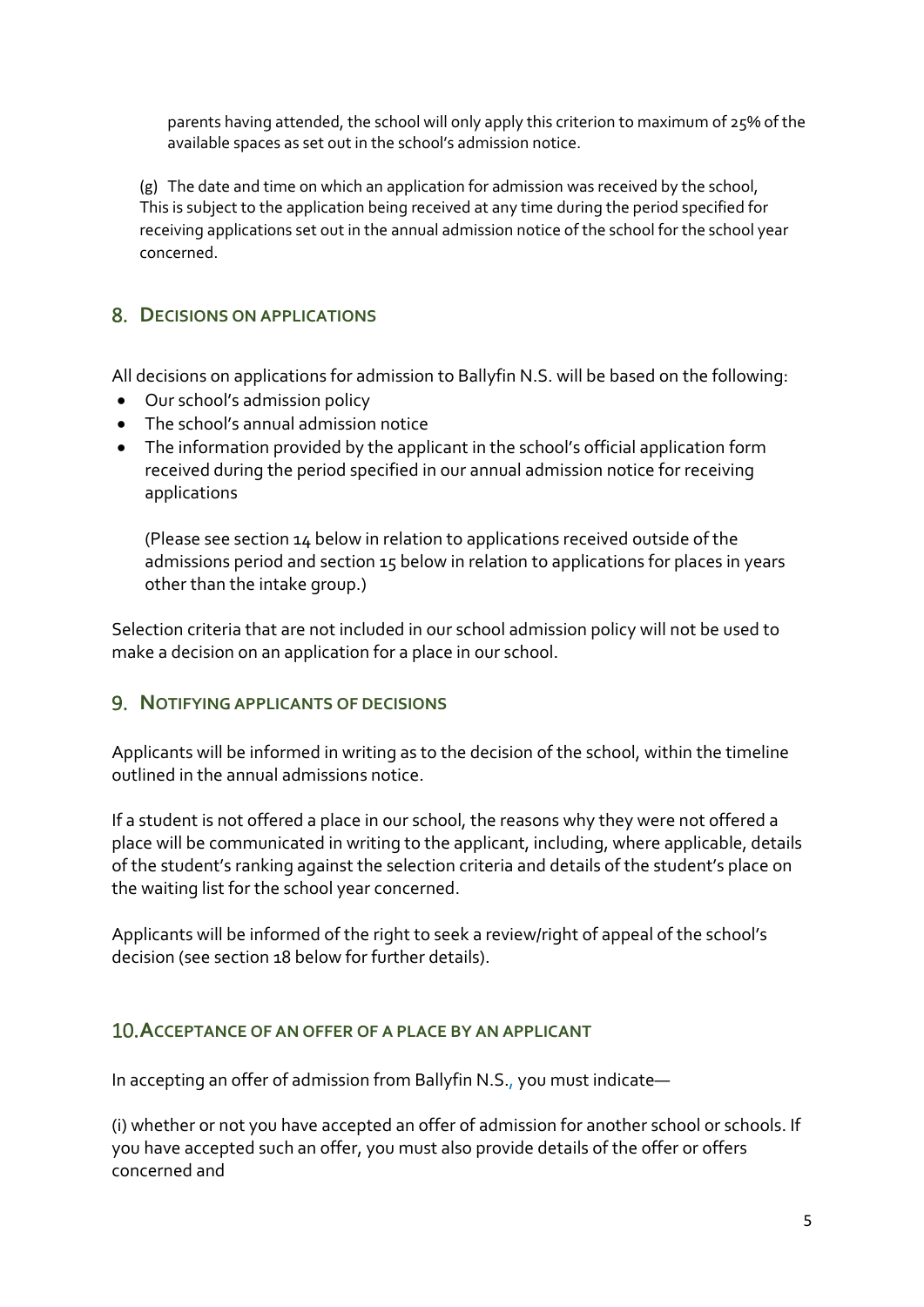parents having attended, the school will only apply this criterion to maximum of 25% of the available spaces as set out in the school's admission notice.

(g) The date and time on which an application for admission was received by the school, This is subject to the application being received at any time during the period specified for receiving applications set out in the annual admission notice of the school for the school year concerned.

## 8. DECISIONS ON APPLICATIONS

All decisions on applications for admission to Ballyfin N.S. will be based on the following:

- Our school's admission policy
- The school's annual admission notice
- The information provided by the applicant in the school's official application form received during the period specified in our annual admission notice for receiving applications

  (Please see section 14 below in relation to applications received outside of the admissions period and section 15 below in relation to applications for places in years other than the intake group.)

Selection criteria that are not included in our school admission policy will not be used to make a decision on an application for a place in our school.

## 9. NOTIFYING APPLICANTS OF DECISIONS

Applicants will be informed in writing as to the decision of the school, within the timeline outlined in the annual admissions notice.

If a student is not offered a place in our school, the reasons why they were not offered a place will be communicated in writing to the applicant, including, where applicable, details of the student's ranking against the selection criteria and details of the student's place on the waiting list for the school year concerned.

Applicants will be informed of the right to seek a review/right of appeal of the school's decision (see section 18 below for further details).

## 10. ACCEPTANCE OF AN OFFER OF A PLACE BY AN APPLICANT

In accepting an offer of admission from Ballyfin N.S., you must indicate—

(i) whether or not you have accepted an offer of admission for another school or schools. If you have accepted such an offer, you must also provide details of the offer or offers concerned and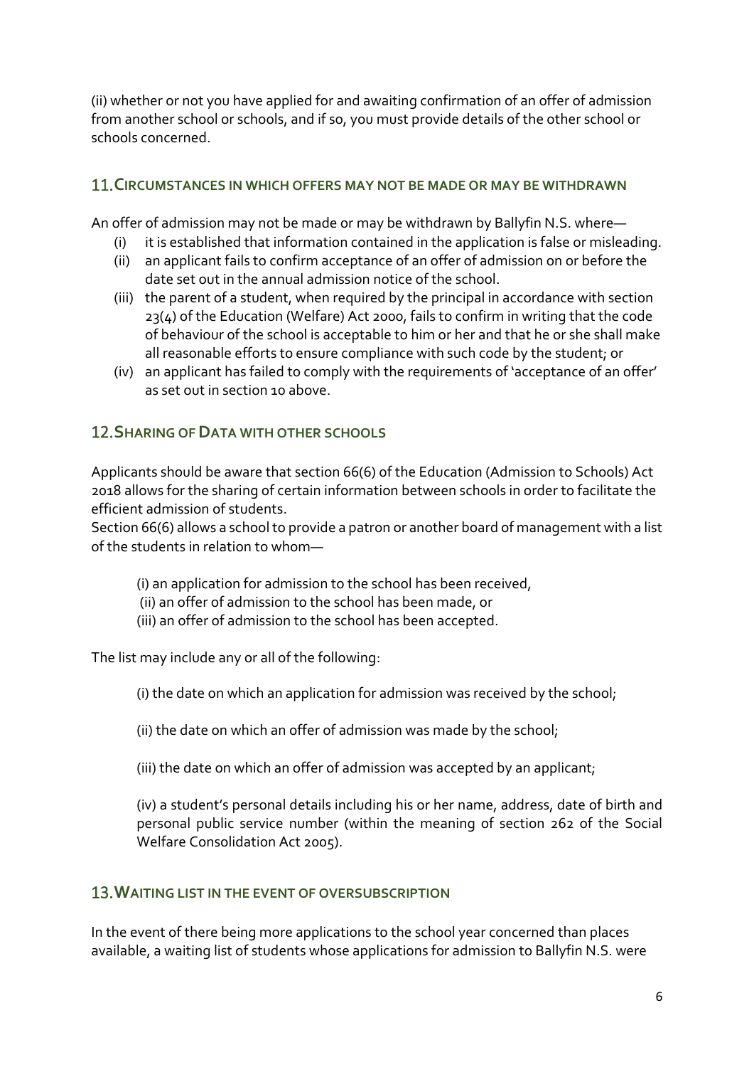(ii) whether or not you have applied for and awaiting confirmation of an offer of admission from another school or schools, and if so, you must provide details of the other school or schools concerned.

## 11. Circumstances in which offers may not be made or may be withdrawn

An offer of admission may not be made or may be withdrawn by Ballyfin N.S. where—

(i) it is established that information contained in the application is false or misleading.

(ii) an applicant fails to confirm acceptance of an offer of admission on or before the date set out in the annual admission notice of the school.

(iii) the parent of a student, when required by the principal in accordance with section 23(4) of the Education (Welfare) Act 2000, fails to confirm in writing that the code of behaviour of the school is acceptable to him or her and that he or she shall make all reasonable efforts to ensure compliance with such code by the student; or

(iv) an applicant has failed to comply with the requirements of 'acceptance of an offer' as set out in section 10 above.

## 12. Sharing of Data with other schools

Applicants should be aware that section 66(6) of the Education (Admission to Schools) Act 2018 allows for the sharing of certain information between schools in order to facilitate the efficient admission of students.

Section 66(6) allows a school to provide a patron or another board of management with a list of the students in relation to whom—

(i) an application for admission to the school has been received,

(ii) an offer of admission to the school has been made, or

(iii) an offer of admission to the school has been accepted.

The list may include any or all of the following:

(i) the date on which an application for admission was received by the school;

(ii) the date on which an offer of admission was made by the school;

(iii) the date on which an offer of admission was accepted by an applicant;

(iv) a student's personal details including his or her name, address, date of birth and personal public service number (within the meaning of section 262 of the Social Welfare Consolidation Act 2005).

## 13. Waiting list in the event of oversubscription

In the event of there being more applications to the school year concerned than places available, a waiting list of students whose applications for admission to Ballyfin N.S. were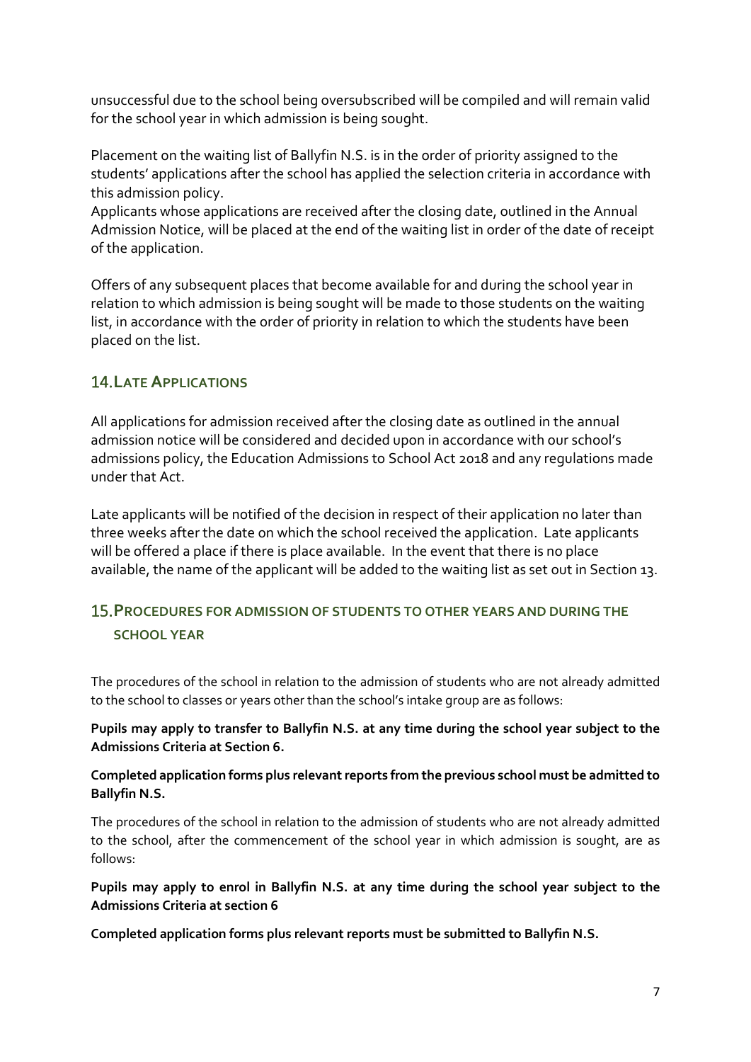unsuccessful due to the school being oversubscribed will be compiled and will remain valid for the school year in which admission is being sought.

Placement on the waiting list of Ballyfin N.S. is in the order of priority assigned to the students' applications after the school has applied the selection criteria in accordance with this admission policy.
Applicants whose applications are received after the closing date, outlined in the Annual Admission Notice, will be placed at the end of the waiting list in order of the date of receipt of the application.

Offers of any subsequent places that become available for and during the school year in relation to which admission is being sought will be made to those students on the waiting list, in accordance with the order of priority in relation to which the students have been placed on the list.

## 14. Late Applications

All applications for admission received after the closing date as outlined in the annual admission notice will be considered and decided upon in accordance with our school's admissions policy, the Education Admissions to School Act 2018 and any regulations made under that Act.

Late applicants will be notified of the decision in respect of their application no later than three weeks after the date on which the school received the application. Late applicants will be offered a place if there is place available. In the event that there is no place available, the name of the applicant will be added to the waiting list as set out in Section 13.

## 15. Procedures for admission of students to other years and during the school year

The procedures of the school in relation to the admission of students who are not already admitted to the school to classes or years other than the school's intake group are as follows:

**Pupils may apply to transfer to Ballyfin N.S. at any time during the school year subject to the Admissions Criteria at Section 6.**

**Completed application forms plus relevant reports from the previous school must be admitted to Ballyfin N.S.**

The procedures of the school in relation to the admission of students who are not already admitted to the school, after the commencement of the school year in which admission is sought, are as follows:

**Pupils may apply to enrol in Ballyfin N.S. at any time during the school year subject to the Admissions Criteria at section 6**

**Completed application forms plus relevant reports must be submitted to Ballyfin N.S.**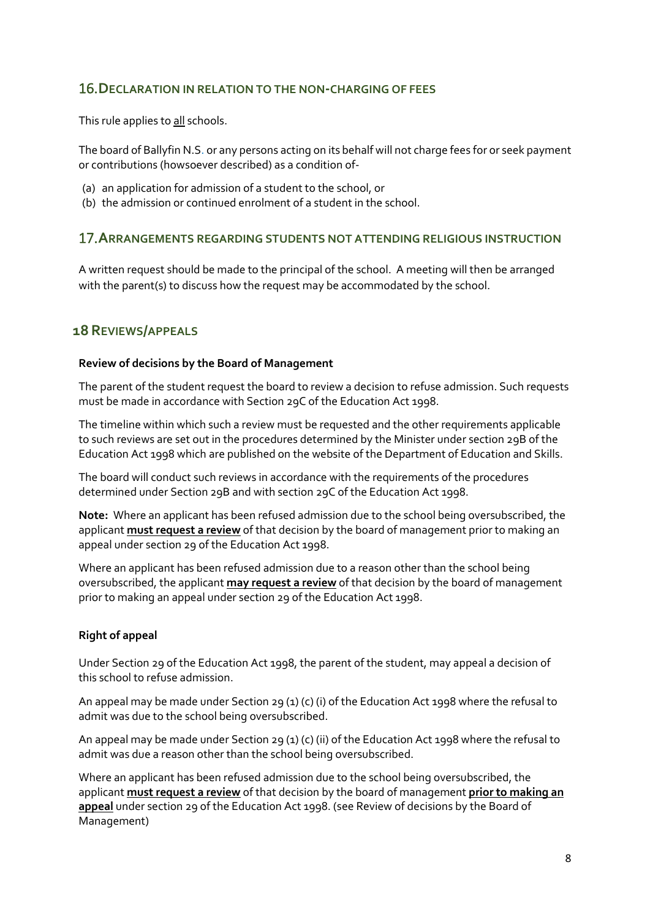## 16. Declaration in relation to the non-charging of fees

This rule applies to <u>all</u> schools.

The board of Ballyfin N.S. or any persons acting on its behalf will not charge fees for or seek payment or contributions (howsoever described) as a condition of-

(a) an application for admission of a student to the school, or
(b) the admission or continued enrolment of a student in the school.

## 17. Arrangements regarding students not attending religious instruction

A written request should be made to the principal of the school. A meeting will then be arranged with the parent(s) to discuss how the request may be accommodated by the school.

## 18 Reviews/appeals

**Review of decisions by the Board of Management**

The parent of the student request the board to review a decision to refuse admission. Such requests must be made in accordance with Section 29C of the Education Act 1998.

The timeline within which such a review must be requested and the other requirements applicable to such reviews are set out in the procedures determined by the Minister under section 29B of the Education Act 1998 which are published on the website of the Department of Education and Skills.

The board will conduct such reviews in accordance with the requirements of the procedures determined under Section 29B and with section 29C of the Education Act 1998.

**Note:** Where an applicant has been refused admission due to the school being oversubscribed, the applicant **<u>must request a review</u>** of that decision by the board of management prior to making an appeal under section 29 of the Education Act 1998.

Where an applicant has been refused admission due to a reason other than the school being oversubscribed, the applicant **<u>may request a review</u>** of that decision by the board of management prior to making an appeal under section 29 of the Education Act 1998.

**Right of appeal**

Under Section 29 of the Education Act 1998, the parent of the student, may appeal a decision of this school to refuse admission.

An appeal may be made under Section 29 (1) (c) (i) of the Education Act 1998 where the refusal to admit was due to the school being oversubscribed.

An appeal may be made under Section 29 (1) (c) (ii) of the Education Act 1998 where the refusal to admit was due a reason other than the school being oversubscribed.

Where an applicant has been refused admission due to the school being oversubscribed, the applicant **<u>must request a review</u>** of that decision by the board of management **<u>prior to making an appeal</u>** under section 29 of the Education Act 1998. (see Review of decisions by the Board of Management)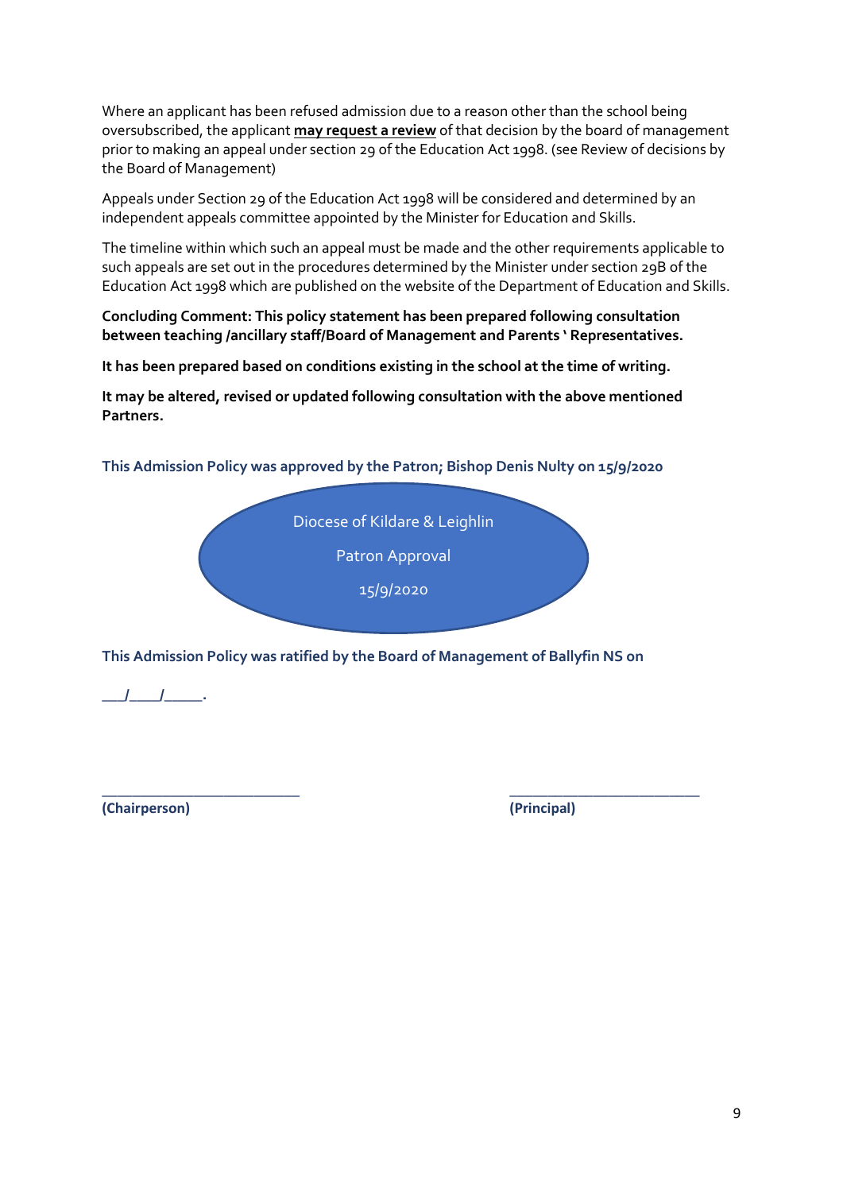Where an applicant has been refused admission due to a reason other than the school being oversubscribed, the applicant **may request a review** of that decision by the board of management prior to making an appeal under section 29 of the Education Act 1998. (see Review of decisions by the Board of Management)

Appeals under Section 29 of the Education Act 1998 will be considered and determined by an independent appeals committee appointed by the Minister for Education and Skills.

The timeline within which such an appeal must be made and the other requirements applicable to such appeals are set out in the procedures determined by the Minister under section 29B of the Education Act 1998 which are published on the website of the Department of Education and Skills.

**Concluding Comment: This policy statement has been prepared following consultation between teaching /ancillary staff/Board of Management and Parents ' Representatives.**

**It has been prepared based on conditions existing in the school at the time of writing.**

**It may be altered, revised or updated following consultation with the above mentioned Partners.**

**This Admission Policy was approved by the Patron; Bishop Denis Nulty on 15/9/2020**

Diocese of Kildare & Leighlin

Patron Approval

15/9/2020

**This Admission Policy was ratified by the Board of Management of Ballyfin NS on**

___/____/_____.

___________________________ (Chairperson)

___________________________ (Principal)